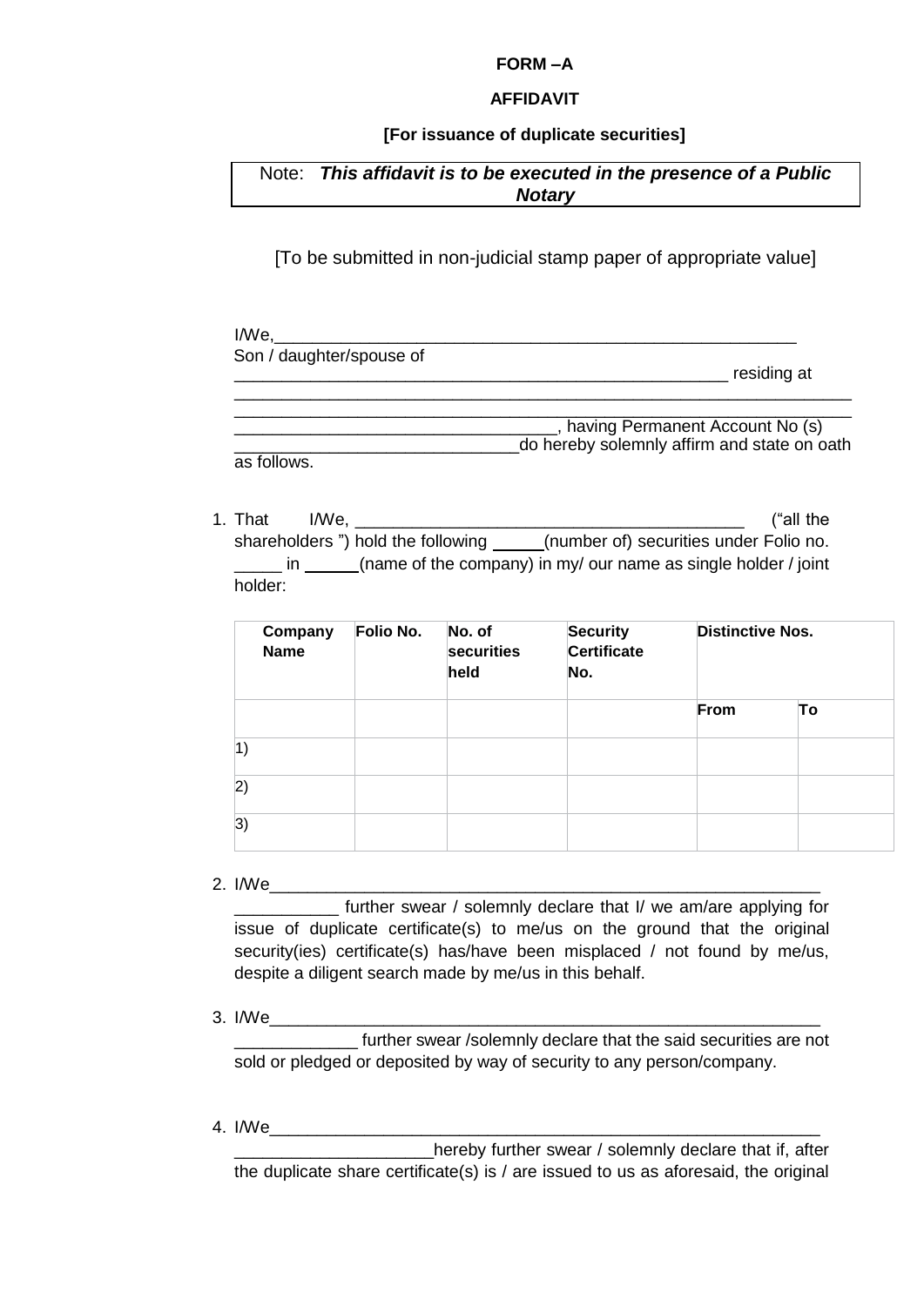**FORM –A**

**AFFIDAVIT**

**[For issuance of duplicate securities]**

| Note: ***This affidavit is to be executed in the presence of a Public Notary*** |
|---|

[To be submitted in non-judicial stamp paper of appropriate value]

I/We,_________________________________________________________
Son / daughter/spouse of
______________________________________________________ residing at
______________________________________________________________________
______________________________________________________________________
__________________________________, having Permanent Account No (s)
______________________________do hereby solemnly affirm and state on oath as follows.

1. That I/We, __________________________________________ ("all the shareholders ") hold the following _____(number of) securities under Folio no. _____ in ______(name of the company) in my/ our name as single holder / joint holder:

| Company Name | Folio No. | No. of securities held | Security Certificate No. | Distinctive Nos. | |
|---|---|---|---|---|---|
| | | | | **From** | **To** |
| 1) | | | | | |
| 2) | | | | | |
| 3) | | | | | |

2. I/We______________________________________________________________
___________ further swear / solemnly declare that I/ we am/are applying for issue of duplicate certificate(s) to me/us on the ground that the original security(ies) certificate(s) has/have been misplaced / not found by me/us, despite a diligent search made by me/us in this behalf.

3. I/We______________________________________________________________
_____________ further swear /solemnly declare that the said securities are not sold or pledged or deposited by way of security to any person/company.

4. I/We______________________________________________________________
_____________________hereby further swear / solemnly declare that if, after the duplicate share certificate(s) is / are issued to us as aforesaid, the original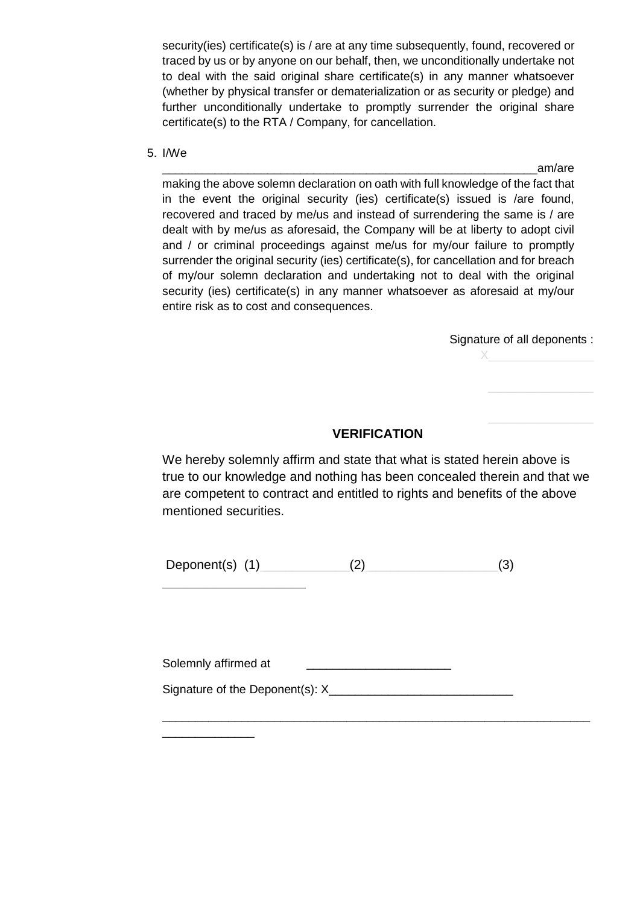security(ies) certificate(s) is / are at any time subsequently, found, recovered or traced by us or by anyone on our behalf, then, we unconditionally undertake not to deal with the said original share certificate(s) in any manner whatsoever (whether by physical transfer or dematerialization or as security or pledge) and further unconditionally undertake to promptly surrender the original share certificate(s) to the RTA / Company, for cancellation.

5. I/We ______________________________________________________am/are making the above solemn declaration on oath with full knowledge of the fact that in the event the original security (ies) certificate(s) issued is /are found, recovered and traced by me/us and instead of surrendering the same is / are dealt with by me/us as aforesaid, the Company will be at liberty to adopt civil and / or criminal proceedings against me/us for my/our failure to promptly surrender the original security (ies) certificate(s), for cancellation and for breach of my/our solemn declaration and undertaking not to deal with the original security (ies) certificate(s) in any manner whatsoever as aforesaid at my/our entire risk as to cost and consequences.

Signature of all deponents :
X_______________

_______________

_______________

**VERIFICATION**

We hereby solemnly affirm and state that what is stated herein above is true to our knowledge and nothing has been concealed therein and that we are competent to contract and entitled to rights and benefits of the above mentioned securities.

Deponent(s) (1)____________(2)_________________(3)____________________

Solemnly affirmed at _____________________

Signature of the Deponent(s): X___________________________

_________________________________________________________________
_____________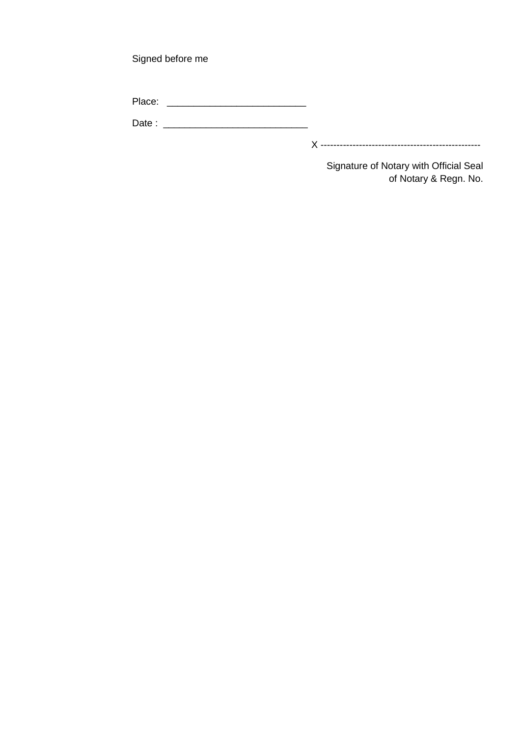Signed before me

Place: ___________________________

Date : ____________________________

X --------------------------------------------------

Signature of Notary with Official Seal
of Notary & Regn. No.